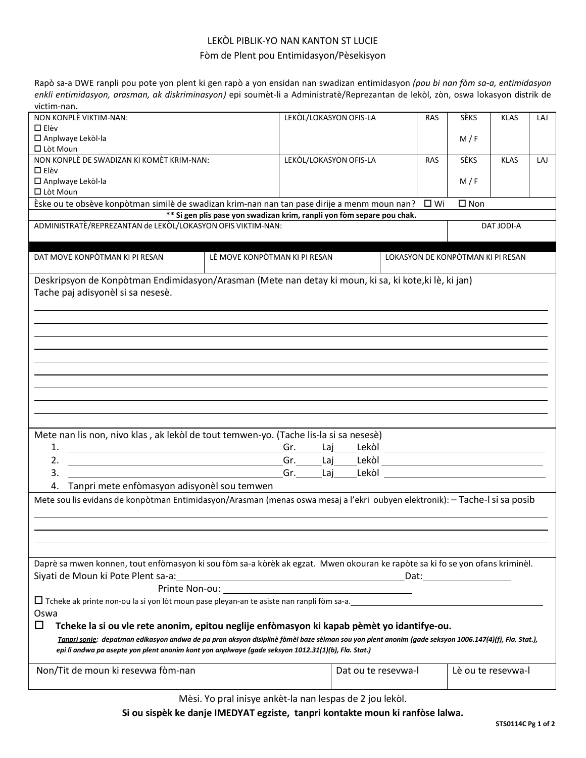LEKÒL PIBLIK-YO NAN KANTON ST LUCIE

Fòm de Plent pou Entimidasyon/Pèsekisyon

Rapò sa-a DWE ranpli pou pote yon plent ki gen rapò a yon ensidan nan swadizan entimidasyon *(pou bi nan fòm sa-a, entimidasyon enkli entimidasyon, arasman, ak diskriminasyon)* epi soumèt-li a Administratè/Reprezantan de lekòl, zòn, oswa lokasyon distrik de victim-nan.

| NON KONPLÈ VIKTIM-NAN: ☐ Elèv ☐ Anplwaye Lekòl-la ☐ Lòt Moun | LEKÒL/LOKASYON OFIS-LA | RAS | SÈKS M / F | KLAS | LAJ |
|---|---|---|---|---|---|
| NON KONPLÈ DE SWADIZAN KI KOMÈT KRIM-NAN: ☐ Elèv ☐ Anplwaye Lekòl-la ☐ Lòt Moun | LEKÒL/LOKASYON OFIS-LA | RAS | SÈKS M / F | KLAS | LAJ |

Èske ou te obsève konpòtman similè de swadizan krim-nan nan tan pase dirije a menm moun nan? ☐ Wi ☐ Non

**\*\* Si gen plis pase yon swadizan krim, ranpli yon fòm separe pou chak.**

| ADMINISTRATÈ/REPREZANTAN de LEKÒL/LOKASYON OFIS VIKTIM-NAN: | DAT JODI-A |
|---|---|
| | |

| DAT MOVE KONPÒTMAN KI PI RESAN | LÈ MOVE KONPÒTMAN KI PI RESAN | LOKASYON DE KONPÒTMAN KI PI RESAN |
|---|---|---|
| | | |

Deskripsyon de Konpòtman Endimidasyon/Arasman (Mete nan detay ki moun, ki sa, ki kote,ki lè, ki jan)
Tache paj adisyonèl si sa nesesè.

Mete nan lis non, nivo klas , ak lekòl de tout temwen-yo. (Tache lis-la si sa nesesè)

1. ______________________ Gr.____ Laj____ Lekòl ______________________
2. ______________________ Gr.____ Laj____ Lekòl ______________________
3. ______________________ Gr.____ Laj____ Lekòl ______________________
4. Tanpri mete enfòmasyon adisyonèl sou temwen

Mete sou lis evidans de konpòtman Entimidasyon/Arasman (menas oswa mesaj a l'ekri oubyen elektronik): – Tache-l si sa posib

Daprè sa mwen konnen, tout enfòmasyon ki sou fòm sa-a kòrèk ak egzat. Mwen okouran ke rapòte sa ki fo se yon ofans kriminèl.

Siyati de Moun ki Pote Plent sa-a:______________________ Dat:______________

Printe Non-ou: ______________________

☐ Tcheke ak printe non-ou la si yon lòt moun pase pleyan-an te asiste nan ranpli fòm sa-a.______________________

Oswa

☐ **Tcheke la si ou vle rete anonim, epitou neglije enfòmasyon ki kapab pèmèt yo idantifye-ou.**

***Tanpri sonje**: depatman edikasyon andwa de pa pran aksyon disiplinè fòmèl baze sèlman sou yon plent anonim (gade seksyon 1006.147(4)(f), Fla. Stat.), epi li andwa pa asepte yon plent anonim kont yon anplwaye (gade seksyon 1012.31(1)(b), Fla. Stat.)*

| Non/Tit de moun ki resevwa fòm-nan | Dat ou te resevwa-l | Lè ou te resevwa-l |
|---|---|---|
| | | |

Mèsi. Yo pral inisye ankèt-la nan lespas de 2 jou lekòl.

**Si ou sispèk ke danje IMEDYAT egziste, tanpri kontakte moun ki ranfòse lalwa.**

STS0114C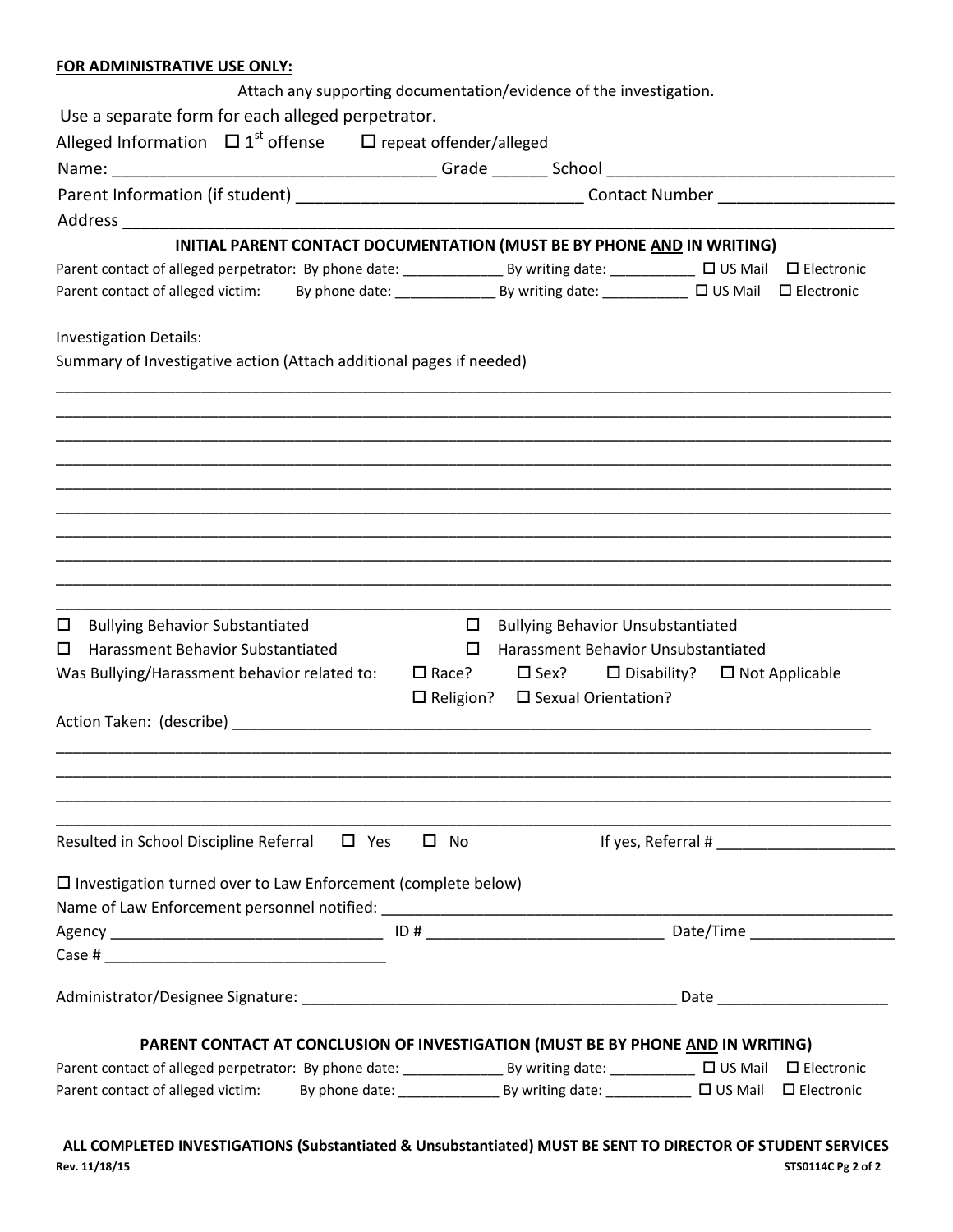**FOR ADMINISTRATIVE USE ONLY:**

Attach any supporting documentation/evidence of the investigation.

Use a separate form for each alleged perpetrator.

Alleged Information ☐ 1st offense ☐ repeat offender/alleged

Name: __________________________________ Grade ______ School ______________________________

Parent Information (if student) ______________________________ Contact Number ___________________

Address ____________________________________________________________________________________

**INITIAL PARENT CONTACT DOCUMENTATION (MUST BE BY PHONE AND IN WRITING)**

Parent contact of alleged perpetrator: By phone date: _____________ By writing date: ___________ ☐ US Mail ☐ Electronic

Parent contact of alleged victim: By phone date: _____________ By writing date: ___________ ☐ US Mail ☐ Electronic

Investigation Details:

Summary of Investigative action (Attach additional pages if needed)

______________________________________________________________________________________________

______________________________________________________________________________________________

______________________________________________________________________________________________

______________________________________________________________________________________________

______________________________________________________________________________________________

______________________________________________________________________________________________

______________________________________________________________________________________________

______________________________________________________________________________________________

______________________________________________________________________________________________

______________________________________________________________________________________________

☐ Bullying Behavior Substantiated ☐ Bullying Behavior Unsubstantiated

☐ Harassment Behavior Substantiated ☐ Harassment Behavior Unsubstantiated

Was Bullying/Harassment behavior related to: ☐ Race? ☐ Sex? ☐ Disability? ☐ Not Applicable ☐ Religion? ☐ Sexual Orientation?

Action Taken: (describe) ____________________________________________________________________________

______________________________________________________________________________________________

______________________________________________________________________________________________

______________________________________________________________________________________________

______________________________________________________________________________________________

Resulted in School Discipline Referral ☐ Yes ☐ No If yes, Referral # ____________________

☐ Investigation turned over to Law Enforcement (complete below)

Name of Law Enforcement personnel notified: ______________________________________________________

Agency ______________________________ ID # ___________________________ Date/Time ________________

Case # ________________________________

Administrator/Designee Signature: ____________________________________________ Date ___________________

**PARENT CONTACT AT CONCLUSION OF INVESTIGATION (MUST BE BY PHONE AND IN WRITING)**

Parent contact of alleged perpetrator: By phone date: _____________ By writing date: ___________ ☐ US Mail ☐ Electronic

Parent contact of alleged victim: By phone date: _____________ By writing date: ___________ ☐ US Mail ☐ Electronic

**ALL COMPLETED INVESTIGATIONS (Substantiated & Unsubstantiated) MUST BE SENT TO DIRECTOR OF STUDENT SERVICES**

Rev. 11/18/15 STS0114C Pg 2 of 2